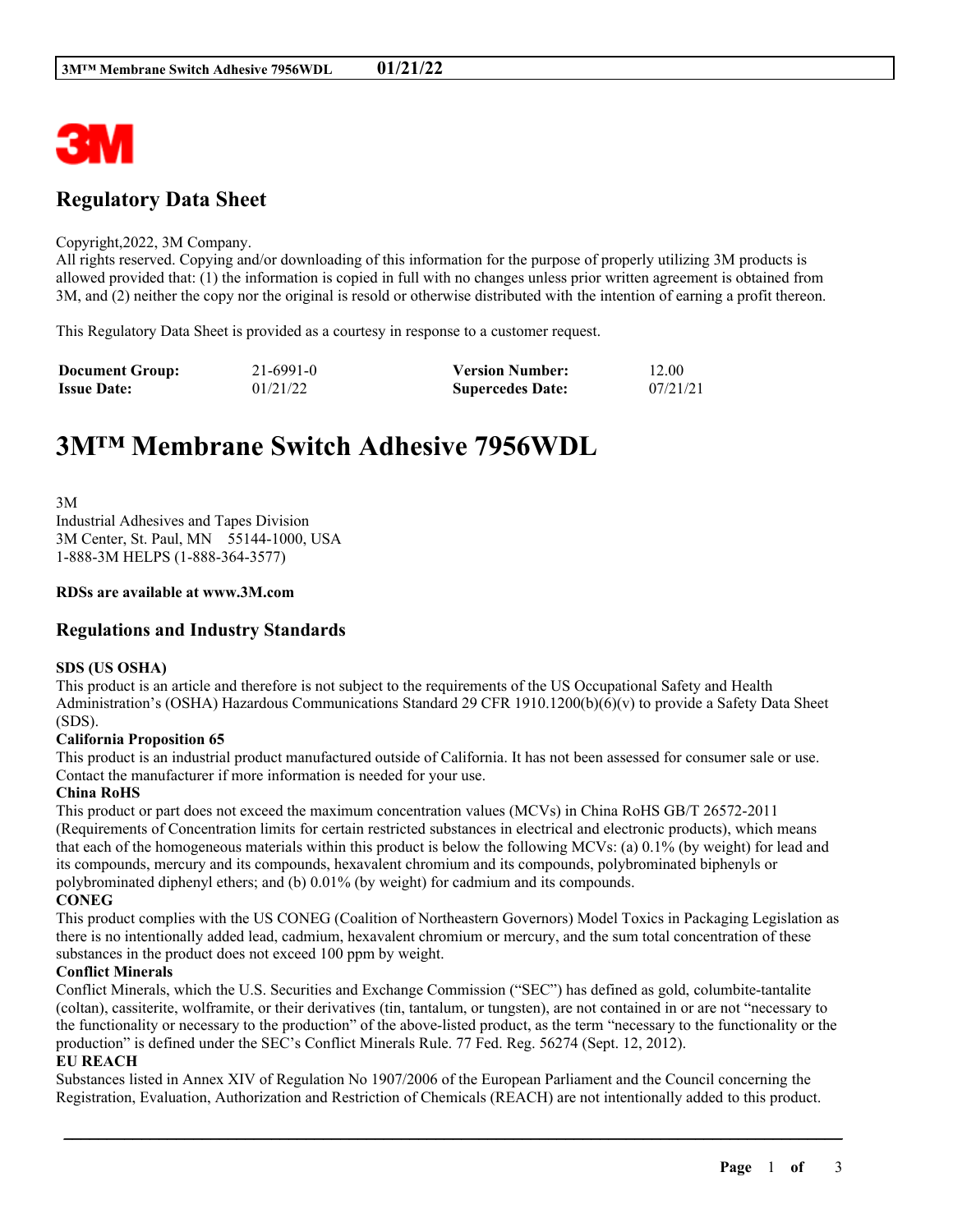# Regulatory Data Sheet

Copyright,2022, 3M Company.
All rights reserved. Copying and/or downloading of this information for the purpose of properly utilizing 3M products is allowed provided that: (1) the information is copied in full with no changes unless prior written agreement is obtained from 3M, and (2) neither the copy nor the original is resold or otherwise distributed with the intention of earning a profit thereon.

This Regulatory Data Sheet is provided as a courtesy in response to a customer request.

| **Document Group:** | 21-6991-0 | **Version Number:** | 12.00 |
|---|---|---|---|
| **Issue Date:** | 01/21/22 | **Supercedes Date:** | 07/21/21 |

# 3M™ Membrane Switch Adhesive 7956WDL

3M
Industrial Adhesives and Tapes Division
3M Center, St. Paul, MN 55144-1000, USA
1-888-3M HELPS (1-888-364-3577)

**RDSs are available at www.3M.com**

## Regulations and Industry Standards

**SDS (US OSHA)**
This product is an article and therefore is not subject to the requirements of the US Occupational Safety and Health Administration's (OSHA) Hazardous Communications Standard 29 CFR 1910.1200(b)(6)(v) to provide a Safety Data Sheet (SDS).

**California Proposition 65**
This product is an industrial product manufactured outside of California. It has not been assessed for consumer sale or use. Contact the manufacturer if more information is needed for your use.

**China RoHS**
This product or part does not exceed the maximum concentration values (MCVs) in China RoHS GB/T 26572-2011 (Requirements of Concentration limits for certain restricted substances in electrical and electronic products), which means that each of the homogeneous materials within this product is below the following MCVs: (a) 0.1% (by weight) for lead and its compounds, mercury and its compounds, hexavalent chromium and its compounds, polybrominated biphenyls or polybrominated diphenyl ethers; and (b) 0.01% (by weight) for cadmium and its compounds.

**CONEG**
This product complies with the US CONEG (Coalition of Northeastern Governors) Model Toxics in Packaging Legislation as there is no intentionally added lead, cadmium, hexavalent chromium or mercury, and the sum total concentration of these substances in the product does not exceed 100 ppm by weight.

**Conflict Minerals**
Conflict Minerals, which the U.S. Securities and Exchange Commission ("SEC") has defined as gold, columbite-tantalite (coltan), cassiterite, wolframite, or their derivatives (tin, tantalum, or tungsten), are not contained in or are not "necessary to the functionality or necessary to the production" of the above-listed product, as the term "necessary to the functionality or the production" is defined under the SEC's Conflict Minerals Rule. 77 Fed. Reg. 56274 (Sept. 12, 2012).

**EU REACH**
Substances listed in Annex XIV of Regulation No 1907/2006 of the European Parliament and the Council concerning the Registration, Evaluation, Authorization and Restriction of Chemicals (REACH) are not intentionally added to this product.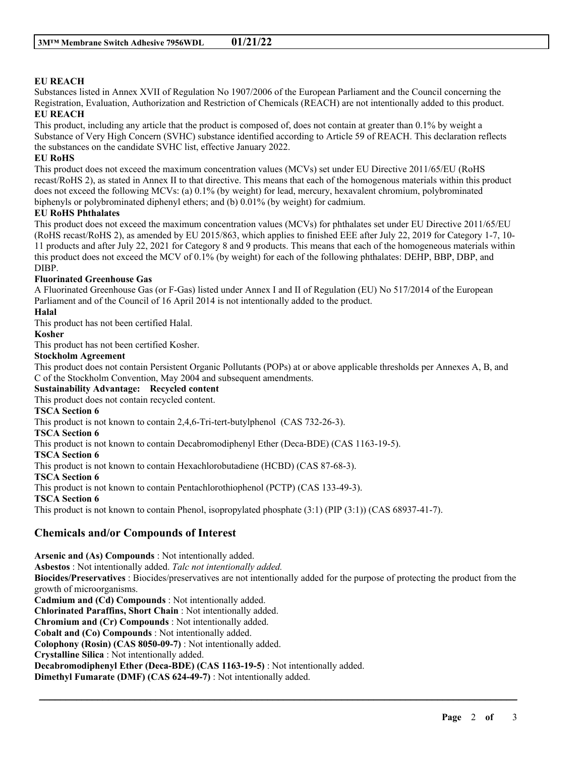**EU REACH**

Substances listed in Annex XVII of Regulation No 1907/2006 of the European Parliament and the Council concerning the Registration, Evaluation, Authorization and Restriction of Chemicals (REACH) are not intentionally added to this product.

**EU REACH**

This product, including any article that the product is composed of, does not contain at greater than 0.1% by weight a Substance of Very High Concern (SVHC) substance identified according to Article 59 of REACH. This declaration reflects the substances on the candidate SVHC list, effective January 2022.

**EU RoHS**

This product does not exceed the maximum concentration values (MCVs) set under EU Directive 2011/65/EU (RoHS recast/RoHS 2), as stated in Annex II to that directive. This means that each of the homogenous materials within this product does not exceed the following MCVs: (a) 0.1% (by weight) for lead, mercury, hexavalent chromium, polybrominated biphenyls or polybrominated diphenyl ethers; and (b) 0.01% (by weight) for cadmium.

**EU RoHS Phthalates**

This product does not exceed the maximum concentration values (MCVs) for phthalates set under EU Directive 2011/65/EU (RoHS recast/RoHS 2), as amended by EU 2015/863, which applies to finished EEE after July 22, 2019 for Category 1-7, 10-11 products and after July 22, 2021 for Category 8 and 9 products. This means that each of the homogeneous materials within this product does not exceed the MCV of 0.1% (by weight) for each of the following phthalates: DEHP, BBP, DBP, and DIBP.

**Fluorinated Greenhouse Gas**

A Fluorinated Greenhouse Gas (or F-Gas) listed under Annex I and II of Regulation (EU) No 517/2014 of the European Parliament and of the Council of 16 April 2014 is not intentionally added to the product.

**Halal**

This product has not been certified Halal.

**Kosher**

This product has not been certified Kosher.

**Stockholm Agreement**

This product does not contain Persistent Organic Pollutants (POPs) at or above applicable thresholds per Annexes A, B, and C of the Stockholm Convention, May 2004 and subsequent amendments.

**Sustainability Advantage: Recycled content**

This product does not contain recycled content.

**TSCA Section 6**

This product is not known to contain 2,4,6-Tri-tert-butylphenol (CAS 732-26-3).

**TSCA Section 6**

This product is not known to contain Decabromodiphenyl Ether (Deca-BDE) (CAS 1163-19-5).

**TSCA Section 6**

This product is not known to contain Hexachlorobutadiene (HCBD) (CAS 87-68-3).

**TSCA Section 6**

This product is not known to contain Pentachlorothiophenol (PCTP) (CAS 133-49-3).

**TSCA Section 6**

This product is not known to contain Phenol, isopropylated phosphate (3:1) (PIP (3:1)) (CAS 68937-41-7).

## Chemicals and/or Compounds of Interest

**Arsenic and (As) Compounds** : Not intentionally added.

**Asbestos** : Not intentionally added. *Talc not intentionally added.*

**Biocides/Preservatives** : Biocides/preservatives are not intentionally added for the purpose of protecting the product from the growth of microorganisms.

**Cadmium and (Cd) Compounds** : Not intentionally added.

**Chlorinated Paraffins, Short Chain** : Not intentionally added.

**Chromium and (Cr) Compounds** : Not intentionally added.

**Cobalt and (Co) Compounds** : Not intentionally added.

**Colophony (Rosin) (CAS 8050-09-7)** : Not intentionally added.

**Crystalline Silica** : Not intentionally added.

**Decabromodiphenyl Ether (Deca-BDE) (CAS 1163-19-5)** : Not intentionally added.

**Dimethyl Fumarate (DMF) (CAS 624-49-7)** : Not intentionally added.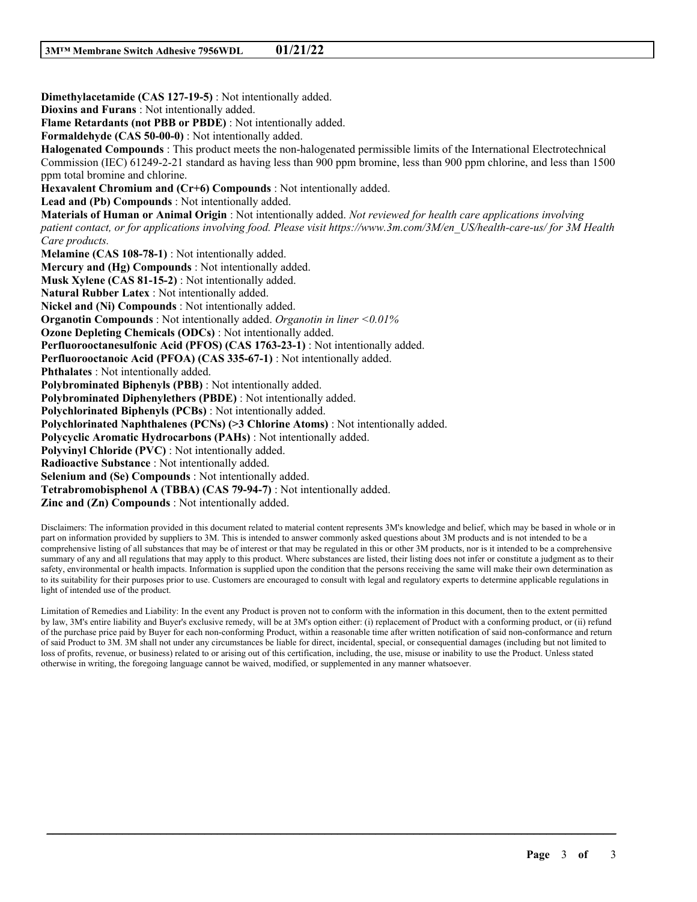**Dimethylacetamide (CAS 127-19-5)** : Not intentionally added.
**Dioxins and Furans** : Not intentionally added.
**Flame Retardants (not PBB or PBDE)** : Not intentionally added.
**Formaldehyde (CAS 50-00-0)** : Not intentionally added.
**Halogenated Compounds** : This product meets the non-halogenated permissible limits of the International Electrotechnical Commission (IEC) 61249-2-21 standard as having less than 900 ppm bromine, less than 900 ppm chlorine, and less than 1500 ppm total bromine and chlorine.
**Hexavalent Chromium and (Cr+6) Compounds** : Not intentionally added.
**Lead and (Pb) Compounds** : Not intentionally added.
**Materials of Human or Animal Origin** : Not intentionally added. *Not reviewed for health care applications involving patient contact, or for applications involving food. Please visit https://www.3m.com/3M/en_US/health-care-us/ for 3M Health Care products.*
**Melamine (CAS 108-78-1)** : Not intentionally added.
**Mercury and (Hg) Compounds** : Not intentionally added.
**Musk Xylene (CAS 81-15-2)** : Not intentionally added.
**Natural Rubber Latex** : Not intentionally added.
**Nickel and (Ni) Compounds** : Not intentionally added.
**Organotin Compounds** : Not intentionally added. *Organotin in liner <0.01%*
**Ozone Depleting Chemicals (ODCs)** : Not intentionally added.
**Perfluorooctanesulfonic Acid (PFOS) (CAS 1763-23-1)** : Not intentionally added.
**Perfluorooctanoic Acid (PFOA) (CAS 335-67-1)** : Not intentionally added.
**Phthalates** : Not intentionally added.
**Polybrominated Biphenyls (PBB)** : Not intentionally added.
**Polybrominated Diphenylethers (PBDE)** : Not intentionally added.
**Polychlorinated Biphenyls (PCBs)** : Not intentionally added.
**Polychlorinated Naphthalenes (PCNs) (>3 Chlorine Atoms)** : Not intentionally added.
**Polycyclic Aromatic Hydrocarbons (PAHs)** : Not intentionally added.
**Polyvinyl Chloride (PVC)** : Not intentionally added.
**Radioactive Substance** : Not intentionally added.
**Selenium and (Se) Compounds** : Not intentionally added.
**Tetrabromobisphenol A (TBBA) (CAS 79-94-7)** : Not intentionally added.
**Zinc and (Zn) Compounds** : Not intentionally added.

Disclaimers: The information provided in this document related to material content represents 3M's knowledge and belief, which may be based in whole or in part on information provided by suppliers to 3M. This is intended to answer commonly asked questions about 3M products and is not intended to be a comprehensive listing of all substances that may be of interest or that may be regulated in this or other 3M products, nor is it intended to be a comprehensive summary of any and all regulations that may apply to this product. Where substances are listed, their listing does not infer or constitute a judgment as to their safety, environmental or health impacts. Information is supplied upon the condition that the persons receiving the same will make their own determination as to its suitability for their purposes prior to use. Customers are encouraged to consult with legal and regulatory experts to determine applicable regulations in light of intended use of the product.

Limitation of Remedies and Liability: In the event any Product is proven not to conform with the information in this document, then to the extent permitted by law, 3M's entire liability and Buyer's exclusive remedy, will be at 3M's option either: (i) replacement of Product with a conforming product, or (ii) refund of the purchase price paid by Buyer for each non-conforming Product, within a reasonable time after written notification of said non-conformance and return of said Product to 3M. 3M shall not under any circumstances be liable for direct, incidental, special, or consequential damages (including but not limited to loss of profits, revenue, or business) related to or arising out of this certification, including, the use, misuse or inability to use the Product. Unless stated otherwise in writing, the foregoing language cannot be waived, modified, or supplemented in any manner whatsoever.